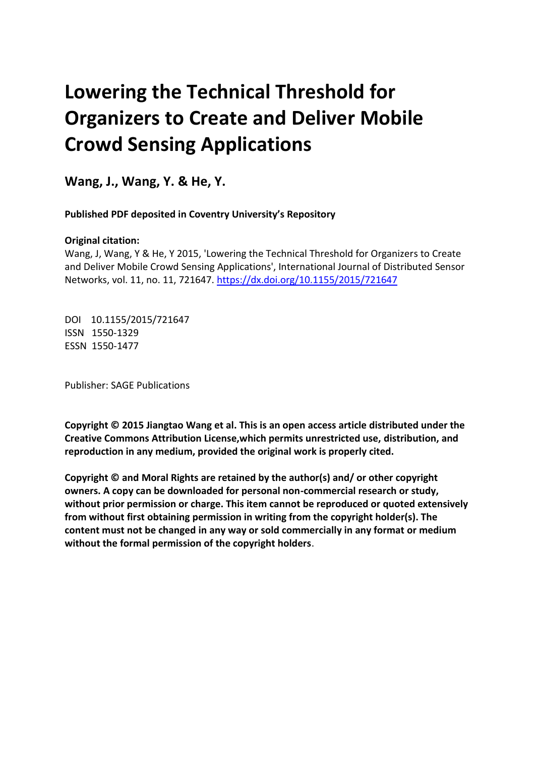# Lowering the Technical Threshold for Organizers to Create and Deliver Mobile Crowd Sensing Applications

**Wang, J., Wang, Y. & He, Y.**

**Published PDF deposited in Coventry University's Repository**

**Original citation:**
Wang, J, Wang, Y & He, Y 2015, 'Lowering the Technical Threshold for Organizers to Create and Deliver Mobile Crowd Sensing Applications', International Journal of Distributed Sensor Networks, vol. 11, no. 11, 721647. https://dx.doi.org/10.1155/2015/721647

DOI 10.1155/2015/721647
ISSN 1550-1329
ESSN 1550-1477

Publisher: SAGE Publications

**Copyright © 2015 Jiangtao Wang et al. This is an open access article distributed under the Creative Commons Attribution License,which permits unrestricted use, distribution, and reproduction in any medium, provided the original work is properly cited.**

**Copyright © and Moral Rights are retained by the author(s) and/ or other copyright owners. A copy can be downloaded for personal non-commercial research or study, without prior permission or charge. This item cannot be reproduced or quoted extensively from without first obtaining permission in writing from the copyright holder(s). The content must not be changed in any way or sold commercially in any format or medium without the formal permission of the copyright holders**.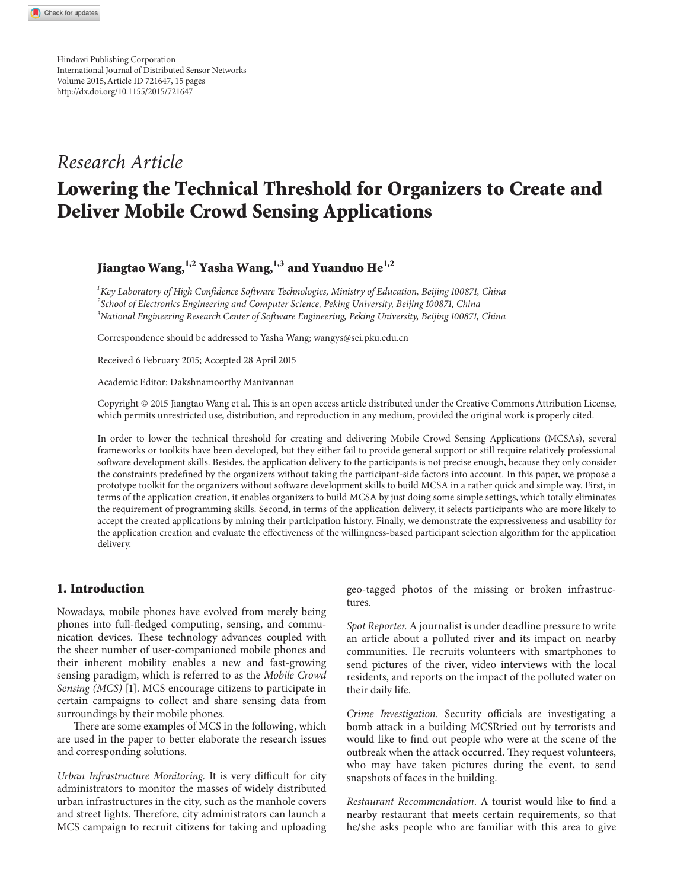Hindawi Publishing Corporation
International Journal of Distributed Sensor Networks
Volume 2015, Article ID 721647, 15 pages
http://dx.doi.org/10.1155/2015/721647

*Research Article*

# Lowering the Technical Threshold for Organizers to Create and Deliver Mobile Crowd Sensing Applications

**Jiangtao Wang,[1,2] Yasha Wang,[1,3] and Yuanduo He[1,2]**

[1] *Key Laboratory of High Confidence Software Technologies, Ministry of Education, Beijing 100871, China*
[2] *School of Electronics Engineering and Computer Science, Peking University, Beijing 100871, China*
[3] *National Engineering Research Center of Software Engineering, Peking University, Beijing 100871, China*

Correspondence should be addressed to Yasha Wang; wangys@sei.pku.edu.cn

Received 6 February 2015; Accepted 28 April 2015

Academic Editor: Dakshnamoorthy Manivannan

Copyright © 2015 Jiangtao Wang et al. This is an open access article distributed under the Creative Commons Attribution License, which permits unrestricted use, distribution, and reproduction in any medium, provided the original work is properly cited.

In order to lower the technical threshold for creating and delivering Mobile Crowd Sensing Applications (MCSAs), several frameworks or toolkits have been developed, but they either fail to provide general support or still require relatively professional software development skills. Besides, the application delivery to the participants is not precise enough, because they only consider the constraints predefined by the organizers without taking the participant-side factors into account. In this paper, we propose a prototype toolkit for the organizers without software development skills to build MCSA in a rather quick and simple way. First, in terms of the application creation, it enables organizers to build MCSA by just doing some simple settings, which totally eliminates the requirement of programming skills. Second, in terms of the application delivery, it selects participants who are more likely to accept the created applications by mining their participation history. Finally, we demonstrate the expressiveness and usability for the application creation and evaluate the effectiveness of the willingness-based participant selection algorithm for the application delivery.

## 1. Introduction

Nowadays, mobile phones have evolved from merely being phones into full-fledged computing, sensing, and communication devices. These technology advances coupled with the sheer number of user-companioned mobile phones and their inherent mobility enables a new and fast-growing sensing paradigm, which is referred to as the *Mobile Crowd Sensing (MCS)* [1]. MCS encourage citizens to participate in certain campaigns to collect and share sensing data from surroundings by their mobile phones.

There are some examples of MCS in the following, which are used in the paper to better elaborate the research issues and corresponding solutions.

*Urban Infrastructure Monitoring.* It is very difficult for city administrators to monitor the masses of widely distributed urban infrastructures in the city, such as the manhole covers and street lights. Therefore, city administrators can launch a MCS campaign to recruit citizens for taking and uploading geo-tagged photos of the missing or broken infrastructures.

*Spot Reporter.* A journalist is under deadline pressure to write an article about a polluted river and its impact on nearby communities. He recruits volunteers with smartphones to send pictures of the river, video interviews with the local residents, and reports on the impact of the polluted water on their daily life.

*Crime Investigation.* Security officials are investigating a bomb attack in a building MCSRried out by terrorists and would like to find out people who were at the scene of the outbreak when the attack occurred. They request volunteers, who may have taken pictures during the event, to send snapshots of faces in the building.

*Restaurant Recommendation.* A tourist would like to find a nearby restaurant that meets certain requirements, so that he/she asks people who are familiar with this area to give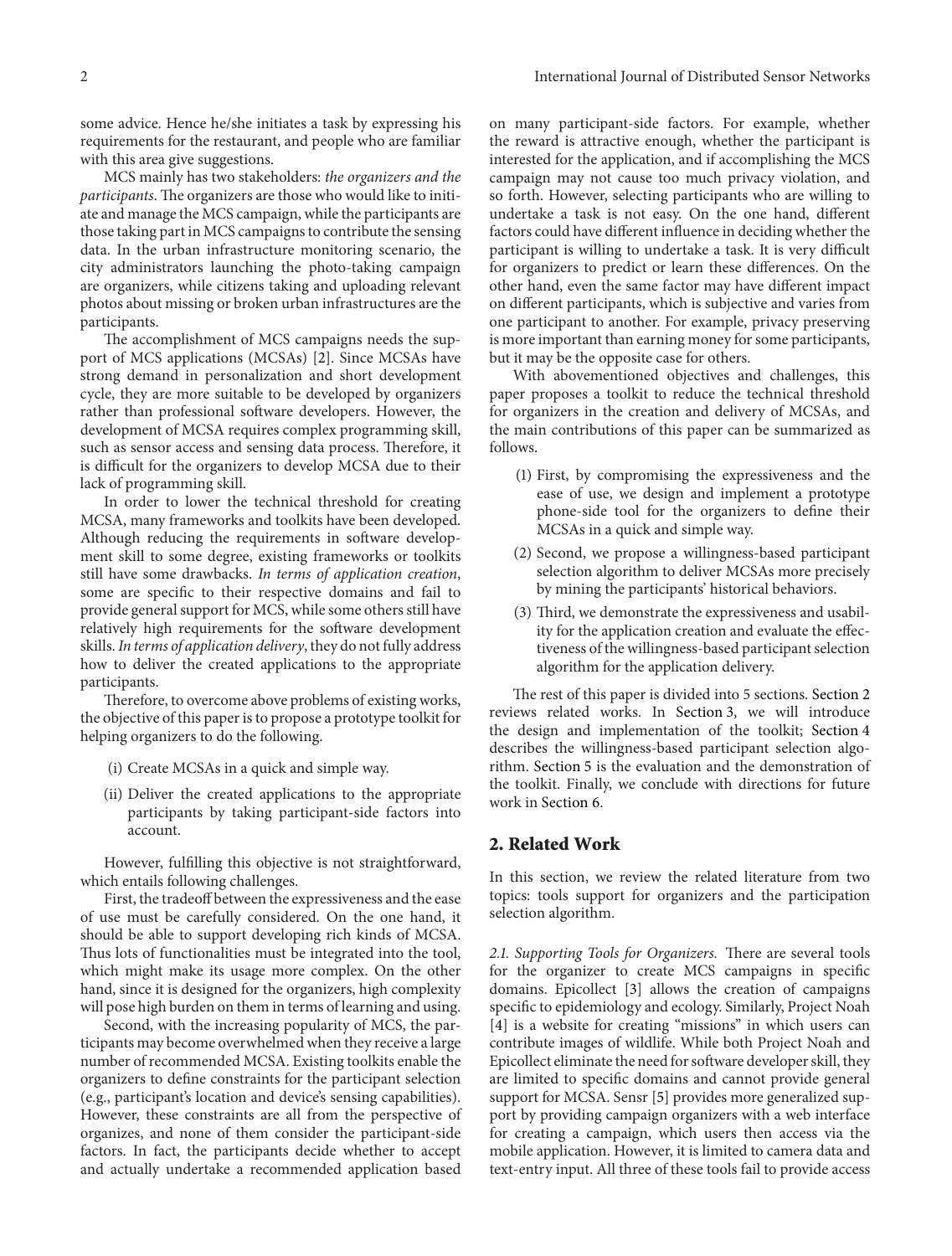some advice. Hence he/she initiates a task by expressing his requirements for the restaurant, and people who are familiar with this area give suggestions.

MCS mainly has two stakeholders: *the organizers and the participants*. The organizers are those who would like to initiate and manage the MCS campaign, while the participants are those taking part in MCS campaigns to contribute the sensing data. In the urban infrastructure monitoring scenario, the city administrators launching the photo-taking campaign are organizers, while citizens taking and uploading relevant photos about missing or broken urban infrastructures are the participants.

The accomplishment of MCS campaigns needs the support of MCS applications (MCSAs) [2]. Since MCSAs have strong demand in personalization and short development cycle, they are more suitable to be developed by organizers rather than professional software developers. However, the development of MCSA requires complex programming skill, such as sensor access and sensing data process. Therefore, it is difficult for the organizers to develop MCSA due to their lack of programming skill.

In order to lower the technical threshold for creating MCSA, many frameworks and toolkits have been developed. Although reducing the requirements in software development skill to some degree, existing frameworks or toolkits still have some drawbacks. *In terms of application creation*, some are specific to their respective domains and fail to provide general support for MCS, while some others still have relatively high requirements for the software development skills. *In terms of application delivery*, they do not fully address how to deliver the created applications to the appropriate participants.

Therefore, to overcome above problems of existing works, the objective of this paper is to propose a prototype toolkit for helping organizers to do the following.

(i) Create MCSAs in a quick and simple way.

(ii) Deliver the created applications to the appropriate participants by taking participant-side factors into account.

However, fulfilling this objective is not straightforward, which entails following challenges.

First, the tradeoff between the expressiveness and the ease of use must be carefully considered. On the one hand, it should be able to support developing rich kinds of MCSA. Thus lots of functionalities must be integrated into the tool, which might make its usage more complex. On the other hand, since it is designed for the organizers, high complexity will pose high burden on them in terms of learning and using.

Second, with the increasing popularity of MCS, the participants may become overwhelmed when they receive a large number of recommended MCSA. Existing toolkits enable the organizers to define constraints for the participant selection (e.g., participant's location and device's sensing capabilities). However, these constraints are all from the perspective of organizes, and none of them consider the participant-side factors. In fact, the participants decide whether to accept and actually undertake a recommended application based on many participant-side factors. For example, whether the reward is attractive enough, whether the participant is interested for the application, and if accomplishing the MCS campaign may not cause too much privacy violation, and so forth. However, selecting participants who are willing to undertake a task is not easy. On the one hand, different factors could have different influence in deciding whether the participant is willing to undertake a task. It is very difficult for organizers to predict or learn these differences. On the other hand, even the same factor may have different impact on different participants, which is subjective and varies from one participant to another. For example, privacy preserving is more important than earning money for some participants, but it may be the opposite case for others.

With abovementioned objectives and challenges, this paper proposes a toolkit to reduce the technical threshold for organizers in the creation and delivery of MCSAs, and the main contributions of this paper can be summarized as follows.

(1) First, by compromising the expressiveness and the ease of use, we design and implement a prototype phone-side tool for the organizers to define their MCSAs in a quick and simple way.

(2) Second, we propose a willingness-based participant selection algorithm to deliver MCSAs more precisely by mining the participants' historical behaviors.

(3) Third, we demonstrate the expressiveness and usability for the application creation and evaluate the effectiveness of the willingness-based participant selection algorithm for the application delivery.

The rest of this paper is divided into 5 sections. Section 2 reviews related works. In Section 3, we will introduce the design and implementation of the toolkit; Section 4 describes the willingness-based participant selection algorithm. Section 5 is the evaluation and the demonstration of the toolkit. Finally, we conclude with directions for future work in Section 6.

## 2. Related Work

In this section, we review the related literature from two topics: tools support for organizers and the participation selection algorithm.

*2.1. Supporting Tools for Organizers.* There are several tools for the organizer to create MCS campaigns in specific domains. Epicollect [3] allows the creation of campaigns specific to epidemiology and ecology. Similarly, Project Noah [4] is a website for creating "missions" in which users can contribute images of wildlife. While both Project Noah and Epicollect eliminate the need for software developer skill, they are limited to specific domains and cannot provide general support for MCSA. Sensr [5] provides more generalized support by providing campaign organizers with a web interface for creating a campaign, which users then access via the mobile application. However, it is limited to camera data and text-entry input. All three of these tools fail to provide access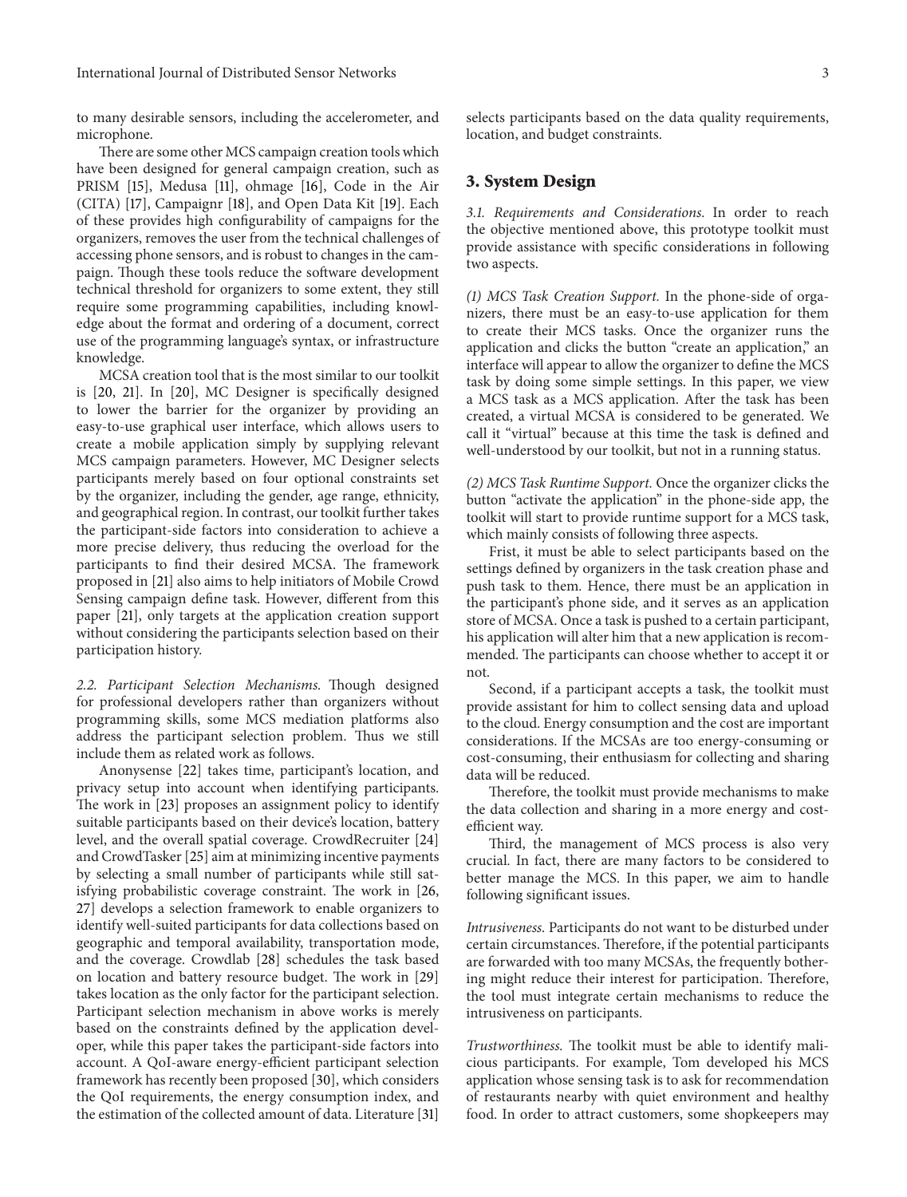to many desirable sensors, including the accelerometer, and microphone.

There are some other MCS campaign creation tools which have been designed for general campaign creation, such as PRISM [15], Medusa [11], ohmage [16], Code in the Air (CITA) [17], Campaignr [18], and Open Data Kit [19]. Each of these provides high configurability of campaigns for the organizers, removes the user from the technical challenges of accessing phone sensors, and is robust to changes in the campaign. Though these tools reduce the software development technical threshold for organizers to some extent, they still require some programming capabilities, including knowledge about the format and ordering of a document, correct use of the programming language's syntax, or infrastructure knowledge.

MCSA creation tool that is the most similar to our toolkit is [20, 21]. In [20], MC Designer is specifically designed to lower the barrier for the organizer by providing an easy-to-use graphical user interface, which allows users to create a mobile application simply by supplying relevant MCS campaign parameters. However, MC Designer selects participants merely based on four optional constraints set by the organizer, including the gender, age range, ethnicity, and geographical region. In contrast, our toolkit further takes the participant-side factors into consideration to achieve a more precise delivery, thus reducing the overload for the participants to find their desired MCSA. The framework proposed in [21] also aims to help initiators of Mobile Crowd Sensing campaign define task. However, different from this paper [21], only targets at the application creation support without considering the participants selection based on their participation history.

*2.2. Participant Selection Mechanisms.* Though designed for professional developers rather than organizers without programming skills, some MCS mediation platforms also address the participant selection problem. Thus we still include them as related work as follows.

Anonysense [22] takes time, participant's location, and privacy setup into account when identifying participants. The work in [23] proposes an assignment policy to identify suitable participants based on their device's location, battery level, and the overall spatial coverage. CrowdRecruiter [24] and CrowdTasker [25] aim at minimizing incentive payments by selecting a small number of participants while still satisfying probabilistic coverage constraint. The work in [26, 27] develops a selection framework to enable organizers to identify well-suited participants for data collections based on geographic and temporal availability, transportation mode, and the coverage. Crowdlab [28] schedules the task based on location and battery resource budget. The work in [29] takes location as the only factor for the participant selection. Participant selection mechanism in above works is merely based on the constraints defined by the application developer, while this paper takes the participant-side factors into account. A QoI-aware energy-efficient participant selection framework has recently been proposed [30], which considers the QoI requirements, the energy consumption index, and the estimation of the collected amount of data. Literature [31] selects participants based on the data quality requirements, location, and budget constraints.

## 3. System Design

*3.1. Requirements and Considerations.* In order to reach the objective mentioned above, this prototype toolkit must provide assistance with specific considerations in following two aspects.

*(1) MCS Task Creation Support.* In the phone-side of organizers, there must be an easy-to-use application for them to create their MCS tasks. Once the organizer runs the application and clicks the button "create an application," an interface will appear to allow the organizer to define the MCS task by doing some simple settings. In this paper, we view a MCS task as a MCS application. After the task has been created, a virtual MCSA is considered to be generated. We call it "virtual" because at this time the task is defined and well-understood by our toolkit, but not in a running status.

*(2) MCS Task Runtime Support.* Once the organizer clicks the button "activate the application" in the phone-side app, the toolkit will start to provide runtime support for a MCS task, which mainly consists of following three aspects.

Frist, it must be able to select participants based on the settings defined by organizers in the task creation phase and push task to them. Hence, there must be an application in the participant's phone side, and it serves as an application store of MCSA. Once a task is pushed to a certain participant, his application will alter him that a new application is recommended. The participants can choose whether to accept it or not.

Second, if a participant accepts a task, the toolkit must provide assistant for him to collect sensing data and upload to the cloud. Energy consumption and the cost are important considerations. If the MCSAs are too energy-consuming or cost-consuming, their enthusiasm for collecting and sharing data will be reduced.

Therefore, the toolkit must provide mechanisms to make the data collection and sharing in a more energy and cost-efficient way.

Third, the management of MCS process is also very crucial. In fact, there are many factors to be considered to better manage the MCS. In this paper, we aim to handle following significant issues.

*Intrusiveness.* Participants do not want to be disturbed under certain circumstances. Therefore, if the potential participants are forwarded with too many MCSAs, the frequently bothering might reduce their interest for participation. Therefore, the tool must integrate certain mechanisms to reduce the intrusiveness on participants.

*Trustworthiness.* The toolkit must be able to identify malicious participants. For example, Tom developed his MCS application whose sensing task is to ask for recommendation of restaurants nearby with quiet environment and healthy food. In order to attract customers, some shopkeepers may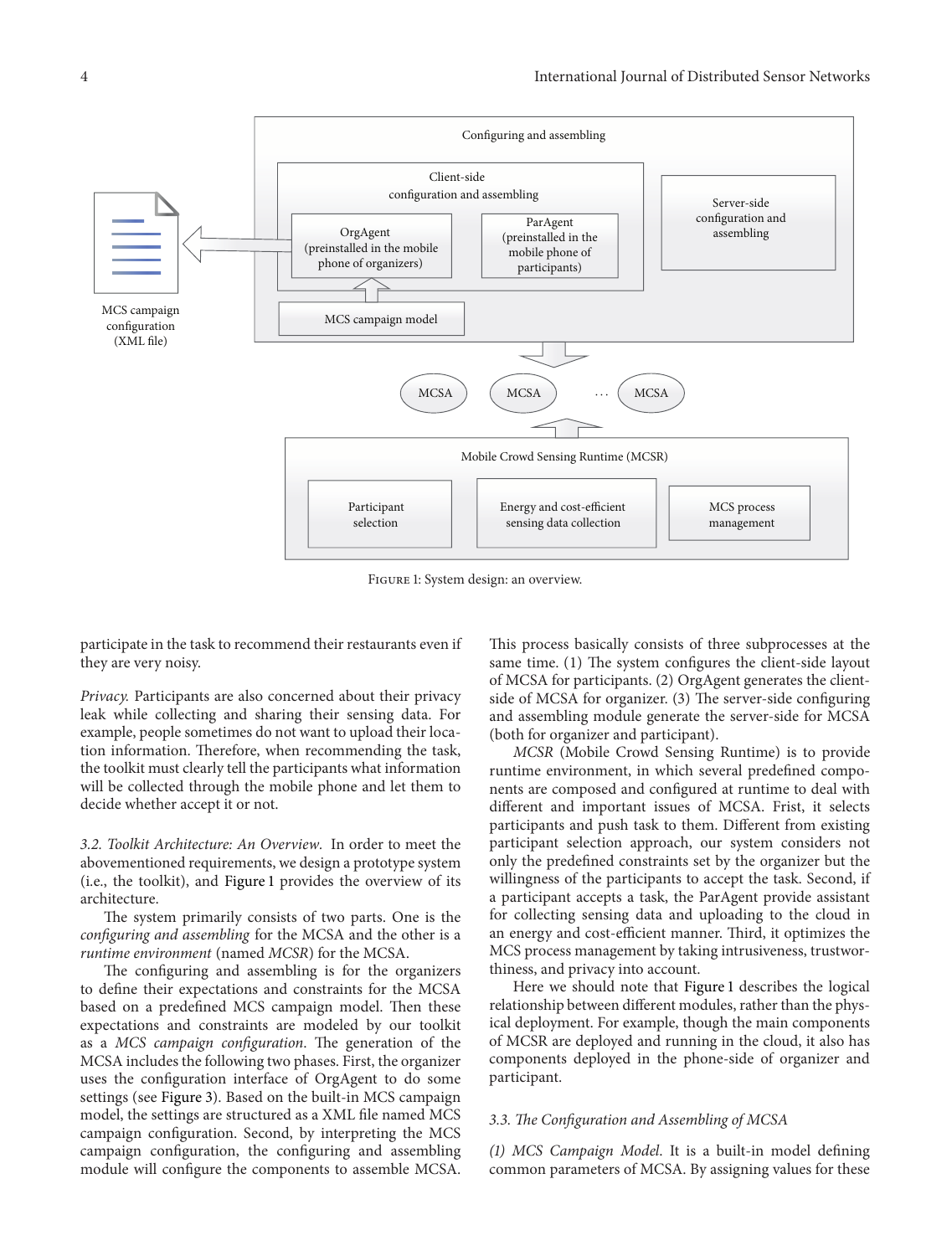Figure 1: System design: an overview.

participate in the task to recommend their restaurants even if they are very noisy.

*Privacy.* Participants are also concerned about their privacy leak while collecting and sharing their sensing data. For example, people sometimes do not want to upload their location information. Therefore, when recommending the task, the toolkit must clearly tell the participants what information will be collected through the mobile phone and let them to decide whether accept it or not.

*3.2. Toolkit Architecture: An Overview.* In order to meet the abovementioned requirements, we design a prototype system (i.e., the toolkit), and Figure 1 provides the overview of its architecture.

The system primarily consists of two parts. One is the *configuring and assembling* for the MCSA and the other is a *runtime environment* (named *MCSR*) for the MCSA.

The configuring and assembling is for the organizers to define their expectations and constraints for the MCSA based on a predefined MCS campaign model. Then these expectations and constraints are modeled by our toolkit as a *MCS campaign configuration*. The generation of the MCSA includes the following two phases. First, the organizer uses the configuration interface of OrgAgent to do some settings (see Figure 3). Based on the built-in MCS campaign model, the settings are structured as a XML file named MCS campaign configuration. Second, by interpreting the MCS campaign configuration, the configuring and assembling module will configure the components to assemble MCSA. This process basically consists of three subprocesses at the same time. (1) The system configures the client-side layout of MCSA for participants. (2) OrgAgent generates the client-side of MCSA for organizer. (3) The server-side configuring and assembling module generate the server-side for MCSA (both for organizer and participant).

*MCSR* (Mobile Crowd Sensing Runtime) is to provide runtime environment, in which several predefined components are composed and configured at runtime to deal with different and important issues of MCSA. Frist, it selects participants and push task to them. Different from existing participant selection approach, our system considers not only the predefined constraints set by the organizer but the willingness of the participants to accept the task. Second, if a participant accepts a task, the ParAgent provide assistant for collecting sensing data and uploading to the cloud in an energy and cost-efficient manner. Third, it optimizes the MCS process management by taking intrusiveness, trustworthiness, and privacy into account.

Here we should note that Figure 1 describes the logical relationship between different modules, rather than the physical deployment. For example, though the main components of MCSR are deployed and running in the cloud, it also has components deployed in the phone-side of organizer and participant.

### 3.3. The Configuration and Assembling of MCSA

*(1) MCS Campaign Model*. It is a built-in model defining common parameters of MCSA. By assigning values for these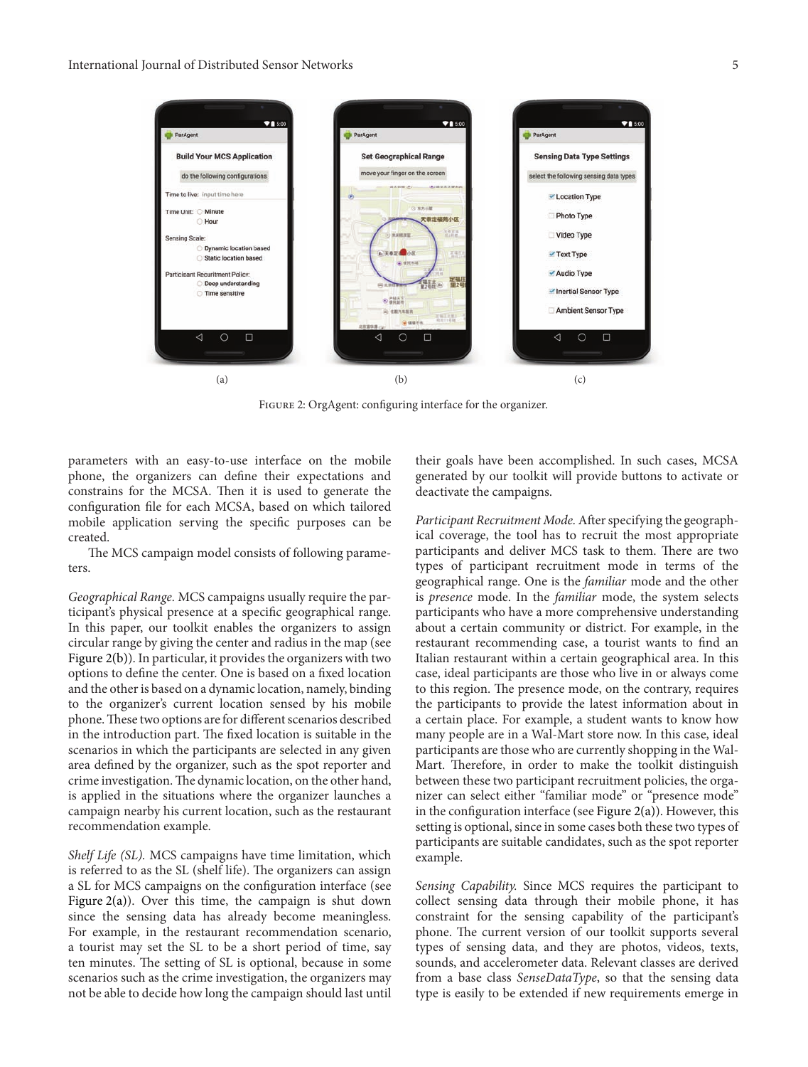FIGURE 2: OrgAgent: configuring interface for the organizer.

parameters with an easy-to-use interface on the mobile phone, the organizers can define their expectations and constrains for the MCSA. Then it is used to generate the configuration file for each MCSA, based on which tailored mobile application serving the specific purposes can be created.

The MCS campaign model consists of following parameters.

*Geographical Range.* MCS campaigns usually require the participant's physical presence at a specific geographical range. In this paper, our toolkit enables the organizers to assign circular range by giving the center and radius in the map (see Figure 2(b)). In particular, it provides the organizers with two options to define the center. One is based on a fixed location and the other is based on a dynamic location, namely, binding to the organizer's current location sensed by his mobile phone. These two options are for different scenarios described in the introduction part. The fixed location is suitable in the scenarios in which the participants are selected in any given area defined by the organizer, such as the spot reporter and crime investigation. The dynamic location, on the other hand, is applied in the situations where the organizer launches a campaign nearby his current location, such as the restaurant recommendation example.

*Shelf Life (SL).* MCS campaigns have time limitation, which is referred to as the SL (shelf life). The organizers can assign a SL for MCS campaigns on the configuration interface (see Figure 2(a)). Over this time, the campaign is shut down since the sensing data has already become meaningless. For example, in the restaurant recommendation scenario, a tourist may set the SL to be a short period of time, say ten minutes. The setting of SL is optional, because in some scenarios such as the crime investigation, the organizers may not be able to decide how long the campaign should last until their goals have been accomplished. In such cases, MCSA generated by our toolkit will provide buttons to activate or deactivate the campaigns.

*Participant Recruitment Mode.* After specifying the geographical coverage, the tool has to recruit the most appropriate participants and deliver MCS task to them. There are two types of participant recruitment mode in terms of the geographical range. One is the *familiar* mode and the other is *presence* mode. In the *familiar* mode, the system selects participants who have a more comprehensive understanding about a certain community or district. For example, in the restaurant recommending case, a tourist wants to find an Italian restaurant within a certain geographical area. In this case, ideal participants are those who live in or always come to this region. The presence mode, on the contrary, requires the participants to provide the latest information about in a certain place. For example, a student wants to know how many people are in a Wal-Mart store now. In this case, ideal participants are those who are currently shopping in the Wal-Mart. Therefore, in order to make the toolkit distinguish between these two participant recruitment policies, the organizer can select either "familiar mode" or "presence mode" in the configuration interface (see Figure 2(a)). However, this setting is optional, since in some cases both these two types of participants are suitable candidates, such as the spot reporter example.

*Sensing Capability.* Since MCS requires the participant to collect sensing data through their mobile phone, it has constraint for the sensing capability of the participant's phone. The current version of our toolkit supports several types of sensing data, and they are photos, videos, texts, sounds, and accelerometer data. Relevant classes are derived from a base class *SenseDataType*, so that the sensing data type is easily to be extended if new requirements emerge in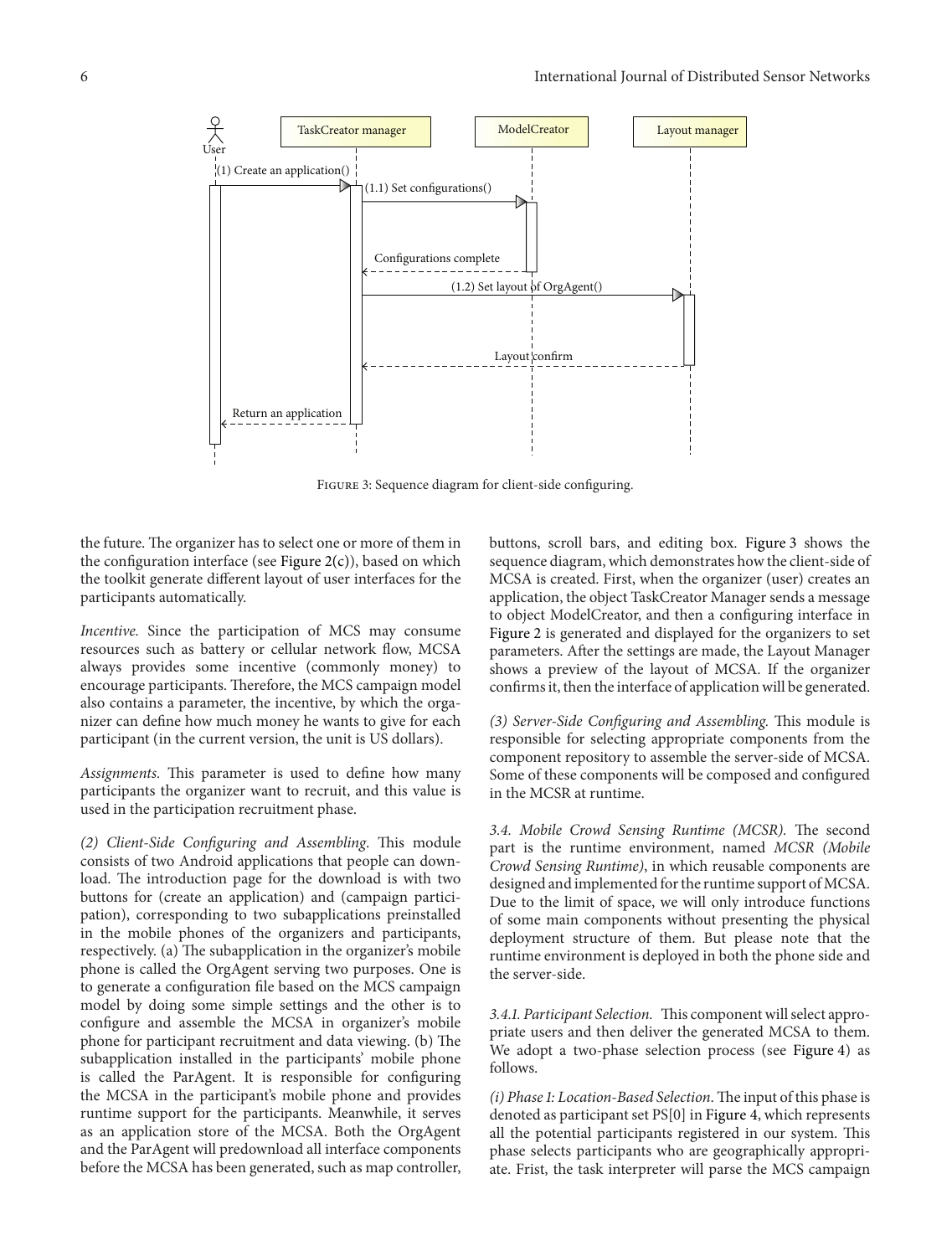FIGURE 3: Sequence diagram for client-side configuring.

the future. The organizer has to select one or more of them in the configuration interface (see Figure 2(c)), based on which the toolkit generate different layout of user interfaces for the participants automatically.

*Incentive.* Since the participation of MCS may consume resources such as battery or cellular network flow, MCSA always provides some incentive (commonly money) to encourage participants. Therefore, the MCS campaign model also contains a parameter, the incentive, by which the organizer can define how much money he wants to give for each participant (in the current version, the unit is US dollars).

*Assignments.* This parameter is used to define how many participants the organizer want to recruit, and this value is used in the participation recruitment phase.

*(2) Client-Side Configuring and Assembling*. This module consists of two Android applications that people can download. The introduction page for the download is with two buttons for (create an application) and (campaign participation), corresponding to two subapplications preinstalled in the mobile phones of the organizers and participants, respectively. (a) The subapplication in the organizer's mobile phone is called the OrgAgent serving two purposes. One is to generate a configuration file based on the MCS campaign model by doing some simple settings and the other is to configure and assemble the MCSA in organizer's mobile phone for participant recruitment and data viewing. (b) The subapplication installed in the participants' mobile phone is called the ParAgent. It is responsible for configuring the MCSA in the participant's mobile phone and provides runtime support for the participants. Meanwhile, it serves as an application store of the MCSA. Both the OrgAgent and the ParAgent will predownload all interface components before the MCSA has been generated, such as map controller, buttons, scroll bars, and editing box. Figure 3 shows the sequence diagram, which demonstrates how the client-side of MCSA is created. First, when the organizer (user) creates an application, the object TaskCreator Manager sends a message to object ModelCreator, and then a configuring interface in Figure 2 is generated and displayed for the organizers to set parameters. After the settings are made, the Layout Manager shows a preview of the layout of MCSA. If the organizer confirms it, then the interface of application will be generated.

*(3) Server-Side Configuring and Assembling.* This module is responsible for selecting appropriate components from the component repository to assemble the server-side of MCSA. Some of these components will be composed and configured in the MCSR at runtime.

*3.4. Mobile Crowd Sensing Runtime (MCSR).* The second part is the runtime environment, named *MCSR (Mobile Crowd Sensing Runtime)*, in which reusable components are designed and implemented for the runtime support of MCSA. Due to the limit of space, we will only introduce functions of some main components without presenting the physical deployment structure of them. But please note that the runtime environment is deployed in both the phone side and the server-side.

*3.4.1. Participant Selection.* This component will select appropriate users and then deliver the generated MCSA to them. We adopt a two-phase selection process (see Figure 4) as follows.

*(i) Phase 1: Location-Based Selection*. The input of this phase is denoted as participant set PS[0] in Figure 4, which represents all the potential participants registered in our system. This phase selects participants who are geographically appropriate. Frist, the task interpreter will parse the MCS campaign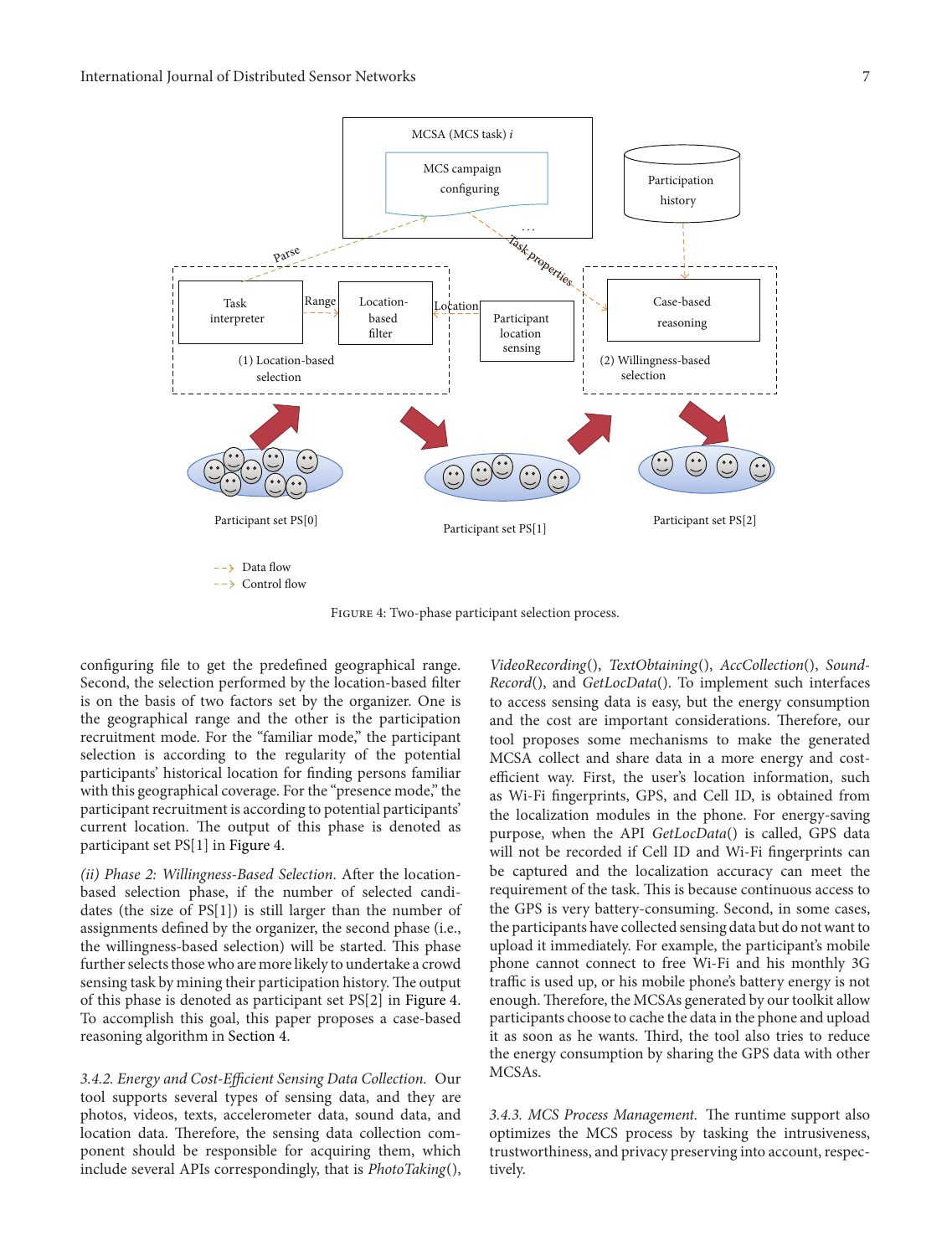FIGURE 4: Two-phase participant selection process.

configuring file to get the predefined geographical range. Second, the selection performed by the location-based filter is on the basis of two factors set by the organizer. One is the geographical range and the other is the participation recruitment mode. For the "familiar mode," the participant selection is according to the regularity of the potential participants' historical location for finding persons familiar with this geographical coverage. For the "presence mode," the participant recruitment is according to potential participants' current location. The output of this phase is denoted as participant set PS[1] in Figure 4.

*(ii) Phase 2: Willingness-Based Selection.* After the location-based selection phase, if the number of selected candidates (the size of PS[1]) is still larger than the number of assignments defined by the organizer, the second phase (i.e., the willingness-based selection) will be started. This phase further selects those who are more likely to undertake a crowd sensing task by mining their participation history. The output of this phase is denoted as participant set PS[2] in Figure 4. To accomplish this goal, this paper proposes a case-based reasoning algorithm in Section 4.

*3.4.2. Energy and Cost-Efficient Sensing Data Collection.* Our tool supports several types of sensing data, and they are photos, videos, texts, accelerometer data, sound data, and location data. Therefore, the sensing data collection component should be responsible for acquiring them, which include several APIs correspondingly, that is *PhotoTaking*(), *VideoRecording*(), *TextObtaining*(), *AccCollection*(), *SoundRecord*(), and *GetLocData*(). To implement such interfaces to access sensing data is easy, but the energy consumption and the cost are important considerations. Therefore, our tool proposes some mechanisms to make the generated MCSA collect and share data in a more energy and cost-efficient way. First, the user's location information, such as Wi-Fi fingerprints, GPS, and Cell ID, is obtained from the localization modules in the phone. For energy-saving purpose, when the API *GetLocData*() is called, GPS data will not be recorded if Cell ID and Wi-Fi fingerprints can be captured and the localization accuracy can meet the requirement of the task. This is because continuous access to the GPS is very battery-consuming. Second, in some cases, the participants have collected sensing data but do not want to upload it immediately. For example, the participant's mobile phone cannot connect to free Wi-Fi and his monthly 3G traffic is used up, or his mobile phone's battery energy is not enough. Therefore, the MCSAs generated by our toolkit allow participants choose to cache the data in the phone and upload it as soon as he wants. Third, the tool also tries to reduce the energy consumption by sharing the GPS data with other MCSAs.

*3.4.3. MCS Process Management.* The runtime support also optimizes the MCS process by tasking the intrusiveness, trustworthiness, and privacy preserving into account, respectively.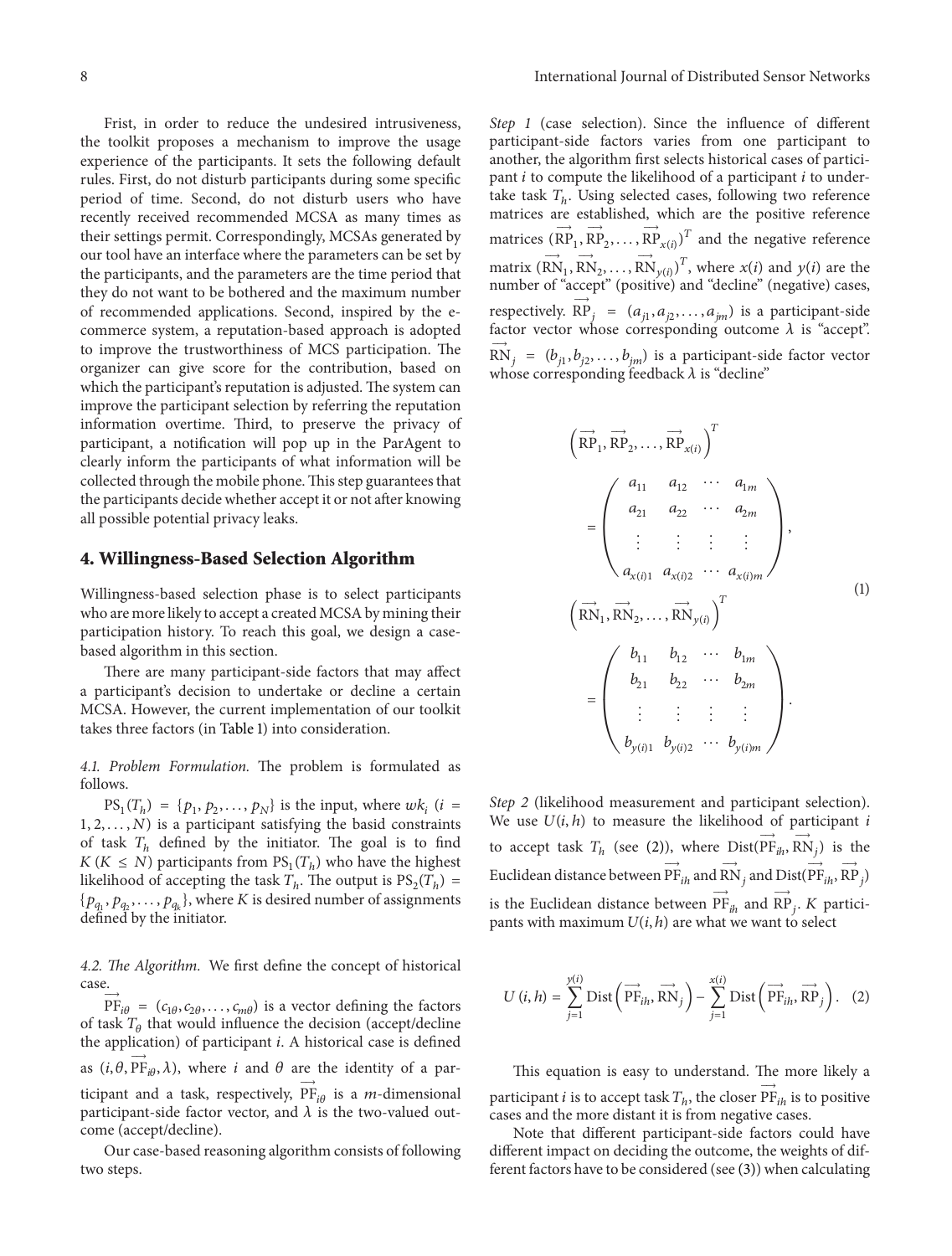Frist, in order to reduce the undesired intrusiveness, the toolkit proposes a mechanism to improve the usage experience of the participants. It sets the following default rules. First, do not disturb participants during some specific period of time. Second, do not disturb users who have recently received recommended MCSA as many times as their settings permit. Correspondingly, MCSAs generated by our tool have an interface where the parameters can be set by the participants, and the parameters are the time period that they do not want to be bothered and the maximum number of recommended applications. Second, inspired by the e-commerce system, a reputation-based approach is adopted to improve the trustworthiness of MCS participation. The organizer can give score for the contribution, based on which the participant's reputation is adjusted. The system can improve the participant selection by referring the reputation information overtime. Third, to preserve the privacy of participant, a notification will pop up in the ParAgent to clearly inform the participants of what information will be collected through the mobile phone. This step guarantees that the participants decide whether accept it or not after knowing all possible potential privacy leaks.

## 4. Willingness-Based Selection Algorithm

Willingness-based selection phase is to select participants who are more likely to accept a created MCSA by mining their participation history. To reach this goal, we design a case-based algorithm in this section.

There are many participant-side factors that may affect a participant's decision to undertake or decline a certain MCSA. However, the current implementation of our toolkit takes three factors (in Table 1) into consideration.

*4.1. Problem Formulation.* The problem is formulated as follows.

$\mathrm{PS}_1(T_h) = \{p_1, p_2, \ldots, p_N\}$ is the input, where $wk_i$ $(i = 1, 2, \ldots, N)$ is a participant satisfying the basid constraints of task $T_h$ defined by the initiator. The goal is to find $K$ $(K \leq N)$ participants from $\mathrm{PS}_1(T_h)$ who have the highest likelihood of accepting the task $T_h$. The output is $\mathrm{PS}_2(T_h) = \{p_{q_1}, p_{q_2}, \ldots, p_{q_k}\}$, where $K$ is desired number of assignments defined by the initiator.

*4.2. The Algorithm.* We first define the concept of historical case.

$\overrightarrow{\mathrm{PF}}_{i\theta} = (c_{1\theta}, c_{2\theta}, \ldots, c_{m\theta})$ is a vector defining the factors of task $T_\theta$ that would influence the decision (accept/decline the application) of participant $i$. A historical case is defined as $(i, \theta, \overrightarrow{\mathrm{PF}}_{i\theta}, \lambda)$, where $i$ and $\theta$ are the identity of a participant and a task, respectively, $\overrightarrow{\mathrm{PF}}_{i\theta}$ is a $m$-dimensional participant-side factor vector, and $\lambda$ is the two-valued outcome (accept/decline).

Our case-based reasoning algorithm consists of following two steps.

*Step 1* (case selection). Since the influence of different participant-side factors varies from one participant to another, the algorithm first selects historical cases of participant $i$ to compute the likelihood of a participant $i$ to undertake task $T_h$. Using selected cases, following two reference matrices are established, which are the positive reference matrices $(\overrightarrow{\mathrm{RP}}_1, \overrightarrow{\mathrm{RP}}_2, \ldots, \overrightarrow{\mathrm{RP}}_{x(i)})^T$ and the negative reference matrix $(\overrightarrow{\mathrm{RN}}_1, \overrightarrow{\mathrm{RN}}_2, \ldots, \overrightarrow{\mathrm{RN}}_{y(i)})^T$, where $x(i)$ and $y(i)$ are the number of "accept" (positive) and "decline" (negative) cases, respectively. $\overrightarrow{\mathrm{RP}}_j = (a_{j1}, a_{j2}, \ldots, a_{jm})$ is a participant-side factor vector whose corresponding outcome $\lambda$ is "accept". $\overrightarrow{\mathrm{RN}}_j = (b_{j1}, b_{j2}, \ldots, b_{jm})$ is a participant-side factor vector whose corresponding feedback $\lambda$ is "decline"

$$\left(\overrightarrow{\mathrm{RP}}_1, \overrightarrow{\mathrm{RP}}_2, \ldots, \overrightarrow{\mathrm{RP}}_{x(i)}\right)^T = \begin{pmatrix} a_{11} & a_{12} & \cdots & a_{1m} \\ a_{21} & a_{22} & \cdots & a_{2m} \\ \vdots & \vdots & \vdots & \vdots \\ a_{x(i)1} & a_{x(i)2} & \cdots & a_{x(i)m} \end{pmatrix},$$
$$\left(\overrightarrow{\mathrm{RN}}_1, \overrightarrow{\mathrm{RN}}_2, \ldots, \overrightarrow{\mathrm{RN}}_{y(i)}\right)^T = \begin{pmatrix} b_{11} & b_{12} & \cdots & b_{1m} \\ b_{21} & b_{22} & \cdots & b_{2m} \\ \vdots & \vdots & \vdots & \vdots \\ b_{y(i)1} & b_{y(i)2} & \cdots & b_{y(i)m} \end{pmatrix}. \tag{1}$$

*Step 2* (likelihood measurement and participant selection). We use $U(i, h)$ to measure the likelihood of participant $i$ to accept task $T_h$ (see (2)), where $\mathrm{Dist}(\overrightarrow{\mathrm{PF}}_{ih}, \overrightarrow{\mathrm{RN}}_j)$ is the Euclidean distance between $\overrightarrow{\mathrm{PF}}_{ih}$ and $\overrightarrow{\mathrm{RN}}_j$ and $\mathrm{Dist}(\overrightarrow{\mathrm{PF}}_{ih}, \overrightarrow{\mathrm{RP}}_j)$ is the Euclidean distance between $\overrightarrow{\mathrm{PF}}_{ih}$ and $\overrightarrow{\mathrm{RP}}_j$. $K$ participants with maximum $U(i, h)$ are what we want to select

$$U(i, h) = \sum_{j=1}^{y(i)} \mathrm{Dist}\left(\overrightarrow{\mathrm{PF}}_{ih}, \overrightarrow{\mathrm{RN}}_j\right) - \sum_{j=1}^{x(i)} \mathrm{Dist}\left(\overrightarrow{\mathrm{PF}}_{ih}, \overrightarrow{\mathrm{RP}}_j\right). \tag{2}$$

This equation is easy to understand. The more likely a participant $i$ is to accept task $T_h$, the closer $\overrightarrow{\mathrm{PF}}_{ih}$ is to positive cases and the more distant it is from negative cases.

Note that different participant-side factors could have different impact on deciding the outcome, the weights of different factors have to be considered (see (3)) when calculating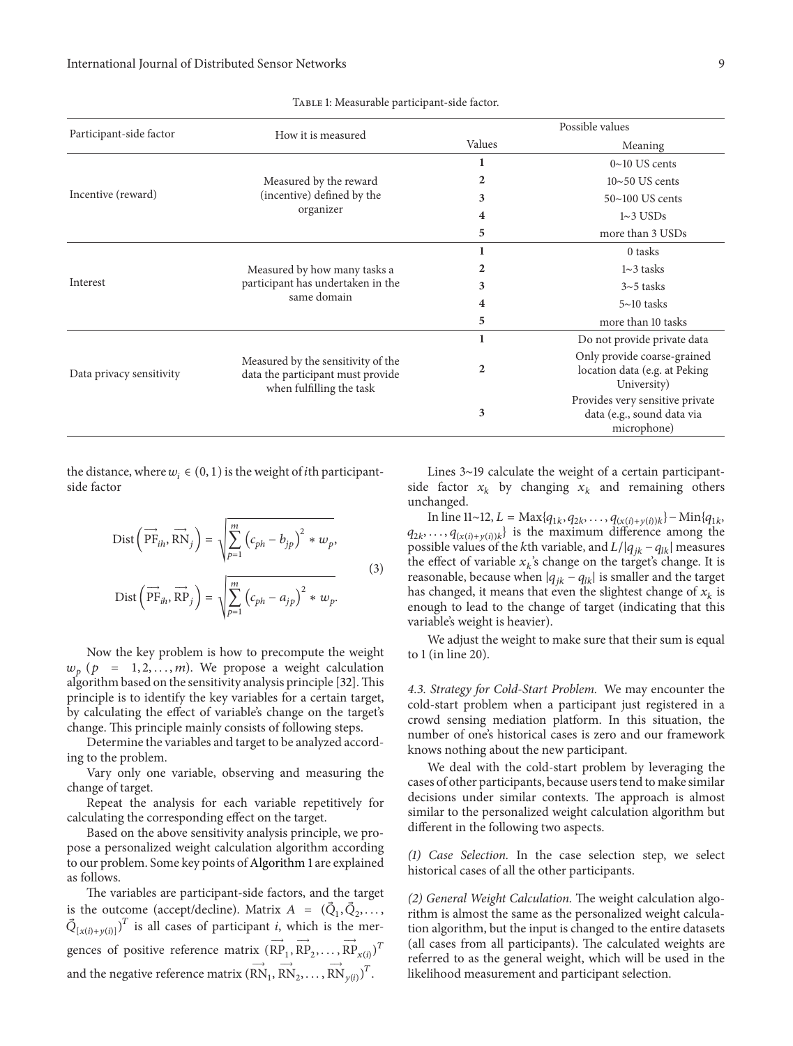Table 1: Measurable participant-side factor.

| Participant-side factor | How it is measured | Possible values | |
|---|---|---|---|
| | | Values | Meaning |
| Incentive (reward) | Measured by the reward (incentive) defined by the organizer | 1 | 0~10 US cents |
| | | 2 | 10~50 US cents |
| | | 3 | 50~100 US cents |
| | | 4 | 1~3 USDs |
| | | 5 | more than 3 USDs |
| Interest | Measured by how many tasks a participant has undertaken in the same domain | 1 | 0 tasks |
| | | 2 | 1~3 tasks |
| | | 3 | 3~5 tasks |
| | | 4 | 5~10 tasks |
| | | 5 | more than 10 tasks |
| Data privacy sensitivity | Measured by the sensitivity of the data the participant must provide when fulfilling the task | 1 | Do not provide private data |
| | | 2 | Only provide coarse-grained location data (e.g. at Peking University) |
| | | 3 | Provides very sensitive private data (e.g., sound data via microphone) |

the distance, where $w_i \in (0, 1)$ is the weight of $i$th participant-side factor

$$\text{Dist}\left(\overrightarrow{\text{PF}}_{ih}, \overrightarrow{\text{RN}}_j\right) = \sqrt{\sum_{p=1}^{m} \left(c_{ph} - b_{jp}\right)^2 * w_p},$$
$$\text{Dist}\left(\overrightarrow{\text{PF}}_{ih}, \overrightarrow{\text{RP}}_j\right) = \sqrt{\sum_{p=1}^{m} \left(c_{ph} - a_{jp}\right)^2 * w_p}. \quad (3)$$

Now the key problem is how to precompute the weight $w_p$ $(p = 1, 2, \ldots, m)$. We propose a weight calculation algorithm based on the sensitivity analysis principle [32]. This principle is to identify the key variables for a certain target, by calculating the effect of variable's change on the target's change. This principle mainly consists of following steps.

Determine the variables and target to be analyzed according to the problem.

Vary only one variable, observing and measuring the change of target.

Repeat the analysis for each variable repetitively for calculating the corresponding effect on the target.

Based on the above sensitivity analysis principle, we propose a personalized weight calculation algorithm according to our problem. Some key points of Algorithm 1 are explained as follows.

The variables are participant-side factors, and the target is the outcome (accept/decline). Matrix $A = (\vec{Q}_1, \vec{Q}_2, \ldots, \vec{Q}_{[x(i)+y(i)]})^T$ is all cases of participant $i$, which is the mergences of positive reference matrix $(\overrightarrow{\text{RP}}_1, \overrightarrow{\text{RP}}_2, \ldots, \overrightarrow{\text{RP}}_{x(i)})^T$ and the negative reference matrix $(\overrightarrow{\text{RN}}_1, \overrightarrow{\text{RN}}_2, \ldots, \overrightarrow{\text{RN}}_{y(i)})^T$.

Lines 3~19 calculate the weight of a certain participant-side factor $x_k$ by changing $x_k$ and remaining others unchanged.

In line 11~12, $L = \text{Max}\{q_{1k}, q_{2k}, \ldots, q_{(x(i)+y(i))k}\} - \text{Min}\{q_{1k}, q_{2k}, \ldots, q_{(x(i)+y(i))k}\}$ is the maximum difference among the possible values of the $k$th variable, and $L/|q_{jk} - q_{lk}|$ measures the effect of variable $x_k$'s change on the target's change. It is reasonable, because when $|q_{jk} - q_{lk}|$ is smaller and the target has changed, it means that even the slightest change of $x_k$ is enough to lead to the change of target (indicating that this variable's weight is heavier).

We adjust the weight to make sure that their sum is equal to 1 (in line 20).

### 4.3. Strategy for Cold-Start Problem

We may encounter the cold-start problem when a participant just registered in a crowd sensing mediation platform. In this situation, the number of one's historical cases is zero and our framework knows nothing about the new participant.

We deal with the cold-start problem by leveraging the cases of other participants, because users tend to make similar decisions under similar contexts. The approach is almost similar to the personalized weight calculation algorithm but different in the following two aspects.

*(1) Case Selection.* In the case selection step, we select historical cases of all the other participants.

*(2) General Weight Calculation.* The weight calculation algorithm is almost the same as the personalized weight calculation algorithm, but the input is changed to the entire datasets (all cases from all participants). The calculated weights are referred to as the general weight, which will be used in the likelihood measurement and participant selection.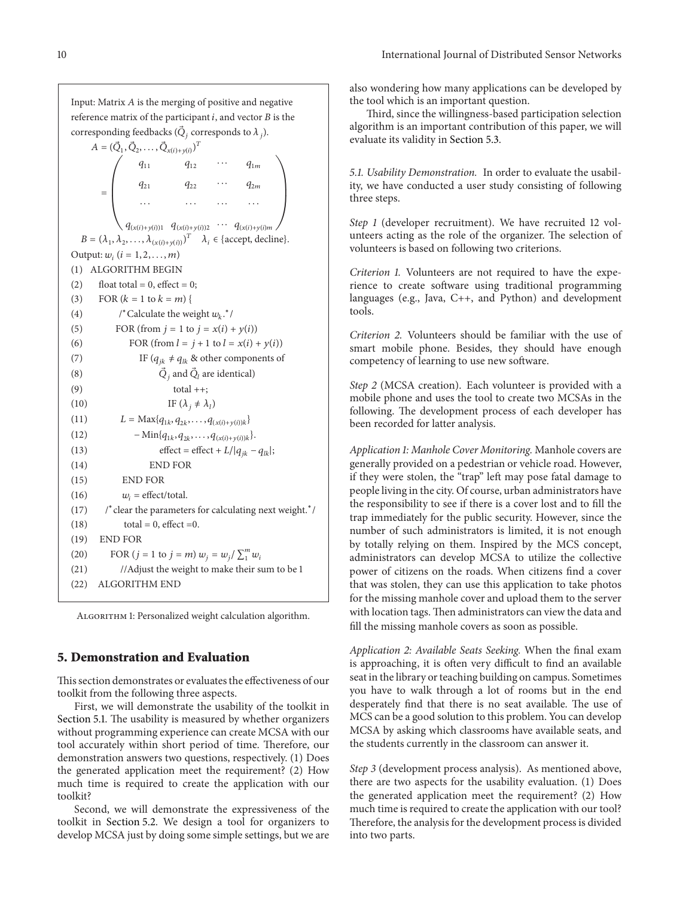Input: Matrix $A$ is the merging of positive and negative reference matrix of the participant $i$, and vector $B$ is the corresponding feedbacks ($\vec{Q}_j$ corresponds to $\lambda_j$).

$$A = (\vec{Q}_1, \vec{Q}_2, \ldots, \vec{Q}_{x(i)+y(i)})^T = \begin{pmatrix} q_{11} & q_{12} & \cdots & q_{1m} \\ q_{21} & q_{22} & \cdots & q_{2m} \\ \cdots & \cdots & \cdots & \cdots \\ q_{(x(i)+y(i))1} & q_{(x(i)+y(i))2} & \cdots & q_{(x(i)+y(i)m} \end{pmatrix}$$

$B = (\lambda_1, \lambda_2, \ldots, \lambda_{(x(i)+y(i))})^T \quad \lambda_i \in \{\text{accept, decline}\}$.

Output: $w_i$ ($i = 1, 2, \ldots, m$)

```
(1)  ALGORITHM BEGIN
(2)    float total = 0, effect = 0;
(3)    FOR (k = 1 to k = m) {
(4)       /* Calculate the weight w_k.*/
(5)       FOR (from j = 1 to j = x(i) + y(i))
(6)          FOR (from l = j + 1 to l = x(i) + y(i))
(7)             IF (q_jk ≠ q_lk & other components of
(8)                Q_j and Q_l are identical)
(9)                total ++;
(10)               IF (λ_j ≠ λ_l)
(11)      L = Max{q_1k, q_2k, ..., q_(x(i)+y(i))k}
(12)         − Min{q_1k, q_2k, ..., q_(x(i)+y(i))k}.
(13)               effect = effect + L/|q_jk − q_lk|;
(14)            END FOR
(15)         END FOR
(16)      w_i = effect/total.
(17)    /* clear the parameters for calculating next weight.*/
(18)       total = 0, effect =0.
(19)   END FOR
(20)   FOR (j = 1 to j = m) w_j = w_j / Σ_1^m w_i
(21)      //Adjust the weight to make their sum to be 1
(22)  ALGORITHM END
```

ALGORITHM 1: Personalized weight calculation algorithm.

## 5. Demonstration and Evaluation

This section demonstrates or evaluates the effectiveness of our toolkit from the following three aspects.

First, we will demonstrate the usability of the toolkit in Section 5.1. The usability is measured by whether organizers without programming experience can create MCSA with our tool accurately within short period of time. Therefore, our demonstration answers two questions, respectively. (1) Does the generated application meet the requirement? (2) How much time is required to create the application with our toolkit?

Second, we will demonstrate the expressiveness of the toolkit in Section 5.2. We design a tool for organizers to develop MCSA just by doing some simple settings, but we are also wondering how many applications can be developed by the tool which is an important question.

Third, since the willingness-based participation selection algorithm is an important contribution of this paper, we will evaluate its validity in Section 5.3.

*5.1. Usability Demonstration.* In order to evaluate the usability, we have conducted a user study consisting of following three steps.

*Step 1* (developer recruitment). We have recruited 12 volunteers acting as the role of the organizer. The selection of volunteers is based on following two criterions.

*Criterion 1.* Volunteers are not required to have the experience to create software using traditional programming languages (e.g., Java, C++, and Python) and development tools.

*Criterion 2.* Volunteers should be familiar with the use of smart mobile phone. Besides, they should have enough competency of learning to use new software.

*Step 2* (MCSA creation). Each volunteer is provided with a mobile phone and uses the tool to create two MCSAs in the following. The development process of each developer has been recorded for latter analysis.

*Application 1: Manhole Cover Monitoring.* Manhole covers are generally provided on a pedestrian or vehicle road. However, if they were stolen, the "trap" left may pose fatal damage to people living in the city. Of course, urban administrators have the responsibility to see if there is a cover lost and to fill the trap immediately for the public security. However, since the number of such administrators is limited, it is not enough by totally relying on them. Inspired by the MCS concept, administrators can develop MCSA to utilize the collective power of citizens on the roads. When citizens find a cover that was stolen, they can use this application to take photos for the missing manhole cover and upload them to the server with location tags. Then administrators can view the data and fill the missing manhole covers as soon as possible.

*Application 2: Available Seats Seeking.* When the final exam is approaching, it is often very difficult to find an available seat in the library or teaching building on campus. Sometimes you have to walk through a lot of rooms but in the end desperately find that there is no seat available. The use of MCS can be a good solution to this problem. You can develop MCSA by asking which classrooms have available seats, and the students currently in the classroom can answer it.

*Step 3* (development process analysis). As mentioned above, there are two aspects for the usability evaluation. (1) Does the generated application meet the requirement? (2) How much time is required to create the application with our tool? Therefore, the analysis for the development process is divided into two parts.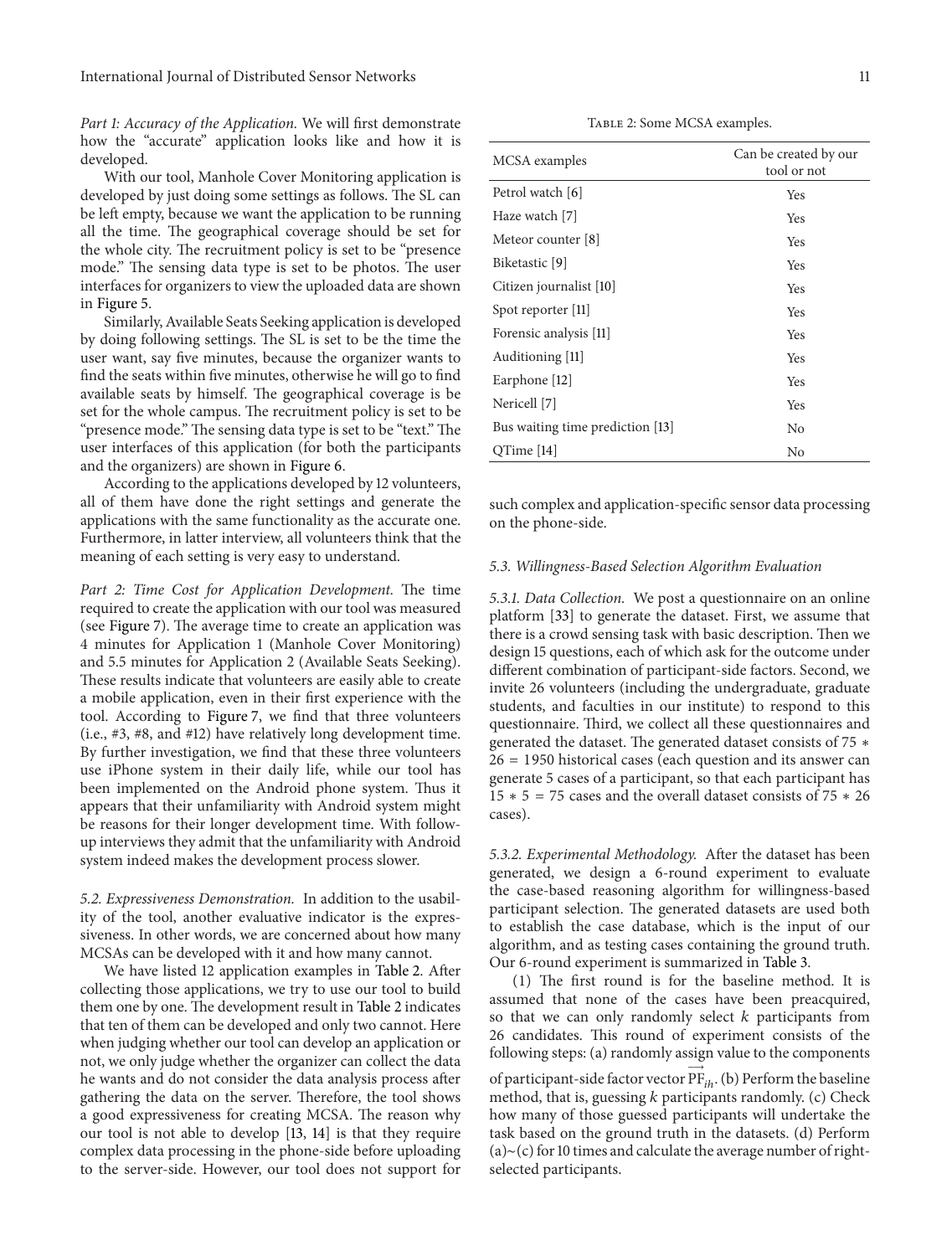*Part 1: Accuracy of the Application.* We will first demonstrate how the "accurate" application looks like and how it is developed.

With our tool, Manhole Cover Monitoring application is developed by just doing some settings as follows. The SL can be left empty, because we want the application to be running all the time. The geographical coverage should be set for the whole city. The recruitment policy is set to be "presence mode." The sensing data type is set to be photos. The user interfaces for organizers to view the uploaded data are shown in Figure 5.

Similarly, Available Seats Seeking application is developed by doing following settings. The SL is set to be the time the user want, say five minutes, because the organizer wants to find the seats within five minutes, otherwise he will go to find available seats by himself. The geographical coverage is be set for the whole campus. The recruitment policy is set to be "presence mode." The sensing data type is set to be "text." The user interfaces of this application (for both the participants and the organizers) are shown in Figure 6.

According to the applications developed by 12 volunteers, all of them have done the right settings and generate the applications with the same functionality as the accurate one. Furthermore, in latter interview, all volunteers think that the meaning of each setting is very easy to understand.

*Part 2: Time Cost for Application Development.* The time required to create the application with our tool was measured (see Figure 7). The average time to create an application was 4 minutes for Application 1 (Manhole Cover Monitoring) and 5.5 minutes for Application 2 (Available Seats Seeking). These results indicate that volunteers are easily able to create a mobile application, even in their first experience with the tool. According to Figure 7, we find that three volunteers (i.e., #3, #8, and #12) have relatively long development time. By further investigation, we find that these three volunteers use iPhone system in their daily life, while our tool has been implemented on the Android phone system. Thus it appears that their unfamiliarity with Android system might be reasons for their longer development time. With follow-up interviews they admit that the unfamiliarity with Android system indeed makes the development process slower.

*5.2. Expressiveness Demonstration.* In addition to the usability of the tool, another evaluative indicator is the expressiveness. In other words, we are concerned about how many MCSAs can be developed with it and how many cannot.

We have listed 12 application examples in Table 2. After collecting those applications, we try to use our tool to build them one by one. The development result in Table 2 indicates that ten of them can be developed and only two cannot. Here when judging whether our tool can develop an application or not, we only judge whether the organizer can collect the data he wants and do not consider the data analysis process after gathering the data on the server. Therefore, the tool shows a good expressiveness for creating MCSA. The reason why our tool is not able to develop [13, 14] is that they require complex data processing in the phone-side before uploading to the server-side. However, our tool does not support for such complex and application-specific sensor data processing on the phone-side.

Table 2: Some MCSA examples.

| MCSA examples | Can be created by our tool or not |
|---|---|
| Petrol watch [6] | Yes |
| Haze watch [7] | Yes |
| Meteor counter [8] | Yes |
| Biketastic [9] | Yes |
| Citizen journalist [10] | Yes |
| Spot reporter [11] | Yes |
| Forensic analysis [11] | Yes |
| Auditioning [11] | Yes |
| Earphone [12] | Yes |
| Nericell [7] | Yes |
| Bus waiting time prediction [13] | No |
| QTime [14] | No |

*5.3. Willingness-Based Selection Algorithm Evaluation*

*5.3.1. Data Collection.* We post a questionnaire on an online platform [33] to generate the dataset. First, we assume that there is a crowd sensing task with basic description. Then we design 15 questions, each of which ask for the outcome under different combination of participant-side factors. Second, we invite 26 volunteers (including the undergraduate, graduate students, and faculties in our institute) to respond to this questionnaire. Third, we collect all these questionnaires and generated the dataset. The generated dataset consists of $75 * 26 = 1950$ historical cases (each question and its answer can generate 5 cases of a participant, so that each participant has $15 * 5 = 75$ cases and the overall dataset consists of $75 * 26$ cases).

*5.3.2. Experimental Methodology.* After the dataset has been generated, we design a 6-round experiment to evaluate the case-based reasoning algorithm for willingness-based participant selection. The generated datasets are used both to establish the case database, which is the input of our algorithm, and as testing cases containing the ground truth. Our 6-round experiment is summarized in Table 3.

(1) The first round is for the baseline method. It is assumed that none of the cases have been preacquired, so that we can only randomly select $k$ participants from 26 candidates. This round of experiment consists of the following steps: (a) randomly assign value to the components of participant-side factor vector $\overrightarrow{\mathrm{PF}}_{ih}$. (b) Perform the baseline method, that is, guessing $k$ participants randomly. (c) Check how many of those guessed participants will undertake the task based on the ground truth in the datasets. (d) Perform (a)~(c) for 10 times and calculate the average number of right-selected participants.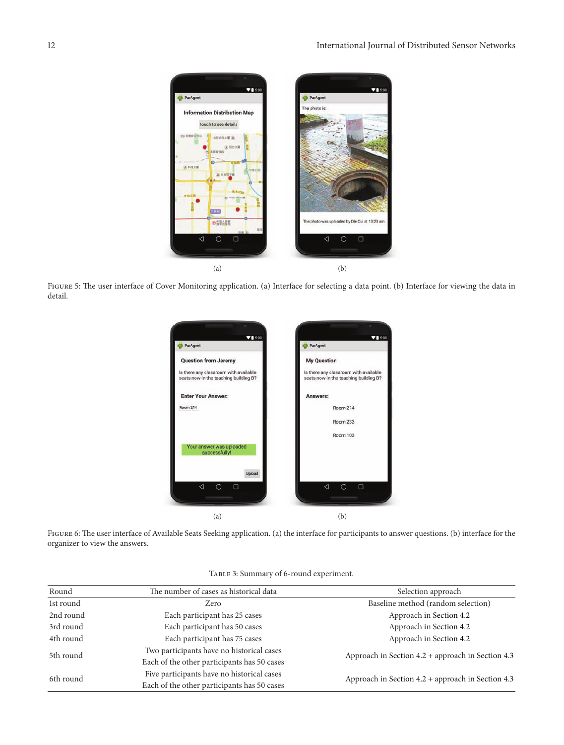(a)

(b)

Figure 5: The user interface of Cover Monitoring application. (a) Interface for selecting a data point. (b) Interface for viewing the data in detail.

(a)

(b)

Figure 6: The user interface of Available Seats Seeking application. (a) the interface for participants to answer questions. (b) interface for the organizer to view the answers.

Table 3: Summary of 6-round experiment.

| Round | The number of cases as historical data | Selection approach |
|---|---|---|
| 1st round | Zero | Baseline method (random selection) |
| 2nd round | Each participant has 25 cases | Approach in Section 4.2 |
| 3rd round | Each participant has 50 cases | Approach in Section 4.2 |
| 4th round | Each participant has 75 cases | Approach in Section 4.2 |
| 5th round | Two participants have no historical cases<br>Each of the other participants has 50 cases | Approach in Section 4.2 + approach in Section 4.3 |
| 6th round | Five participants have no historical cases<br>Each of the other participants has 50 cases | Approach in Section 4.2 + approach in Section 4.3 |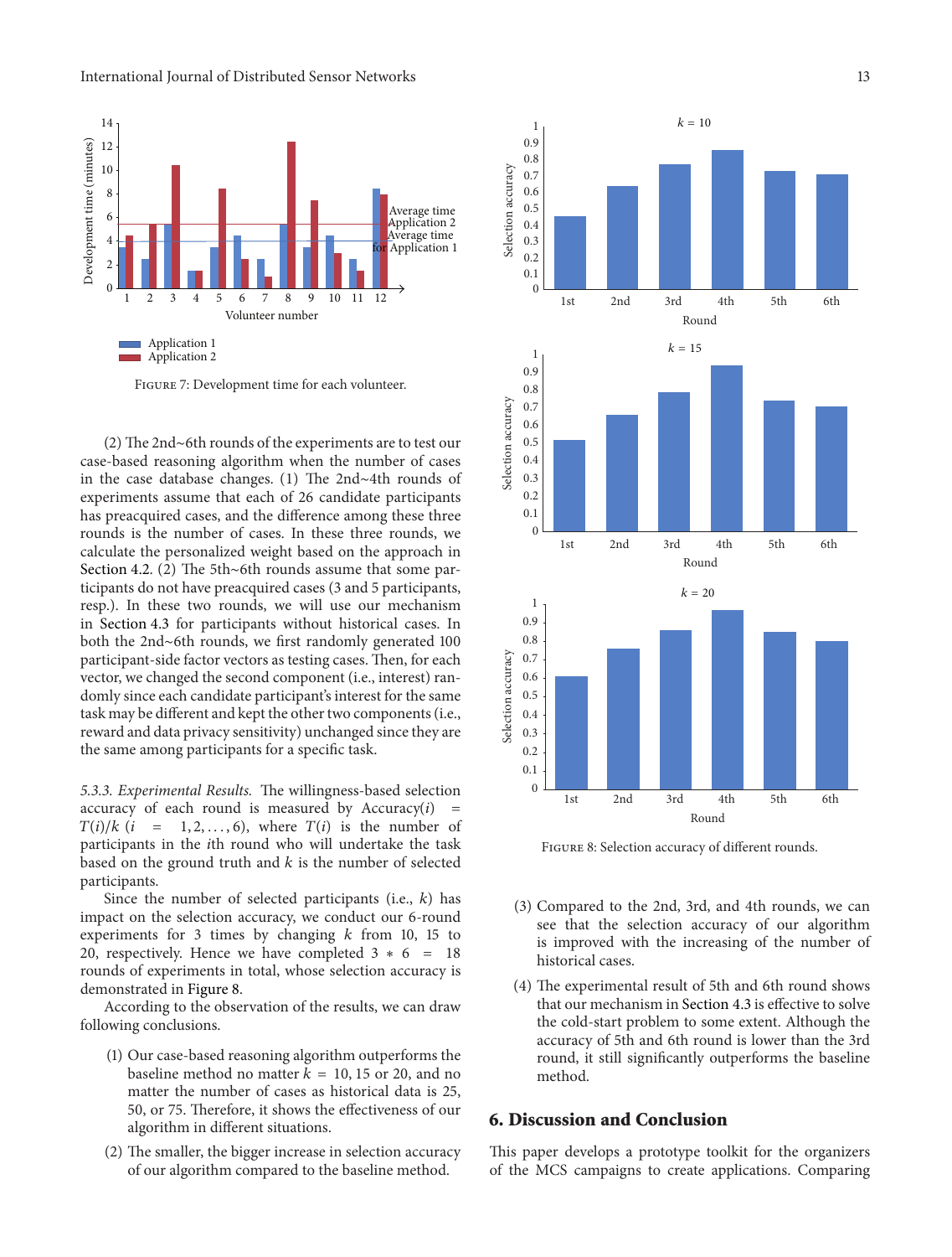FIGURE 7: Development time for each volunteer.

(2) The 2nd~6th rounds of the experiments are to test our case-based reasoning algorithm when the number of cases in the case database changes. (1) The 2nd~4th rounds of experiments assume that each of 26 candidate participants has preacquired cases, and the difference among these three rounds is the number of cases. In these three rounds, we calculate the personalized weight based on the approach in Section 4.2. (2) The 5th~6th rounds assume that some participants do not have preacquired cases (3 and 5 participants, resp.). In these two rounds, we will use our mechanism in Section 4.3 for participants without historical cases. In both the 2nd~6th rounds, we first randomly generated 100 participant-side factor vectors as testing cases. Then, for each vector, we changed the second component (i.e., interest) randomly since each candidate participant's interest for the same task may be different and kept the other two components (i.e., reward and data privacy sensitivity) unchanged since they are the same among participants for a specific task.

*5.3.3. Experimental Results.* The willingness-based selection accuracy of each round is measured by $\text{Accuracy}(i) = T(i)/k$ $(i = 1, 2, \ldots, 6)$, where $T(i)$ is the number of participants in the $i$th round who will undertake the task based on the ground truth and $k$ is the number of selected participants.

Since the number of selected participants (i.e., $k$) has impact on the selection accuracy, we conduct our 6-round experiments for 3 times by changing $k$ from 10, 15 to 20, respectively. Hence we have completed $3 * 6 = 18$ rounds of experiments in total, whose selection accuracy is demonstrated in Figure 8.

According to the observation of the results, we can draw following conclusions.

(1) Our case-based reasoning algorithm outperforms the baseline method no matter $k = 10, 15$ or 20, and no matter the number of cases as historical data is 25, 50, or 75. Therefore, it shows the effectiveness of our algorithm in different situations.

(2) The smaller, the bigger increase in selection accuracy of our algorithm compared to the baseline method.

FIGURE 8: Selection accuracy of different rounds.

(3) Compared to the 2nd, 3rd, and 4th rounds, we can see that the selection accuracy of our algorithm is improved with the increasing of the number of historical cases.

(4) The experimental result of 5th and 6th round shows that our mechanism in Section 4.3 is effective to solve the cold-start problem to some extent. Although the accuracy of 5th and 6th round is lower than the 3rd round, it still significantly outperforms the baseline method.

## 6. Discussion and Conclusion

This paper develops a prototype toolkit for the organizers of the MCS campaigns to create applications. Comparing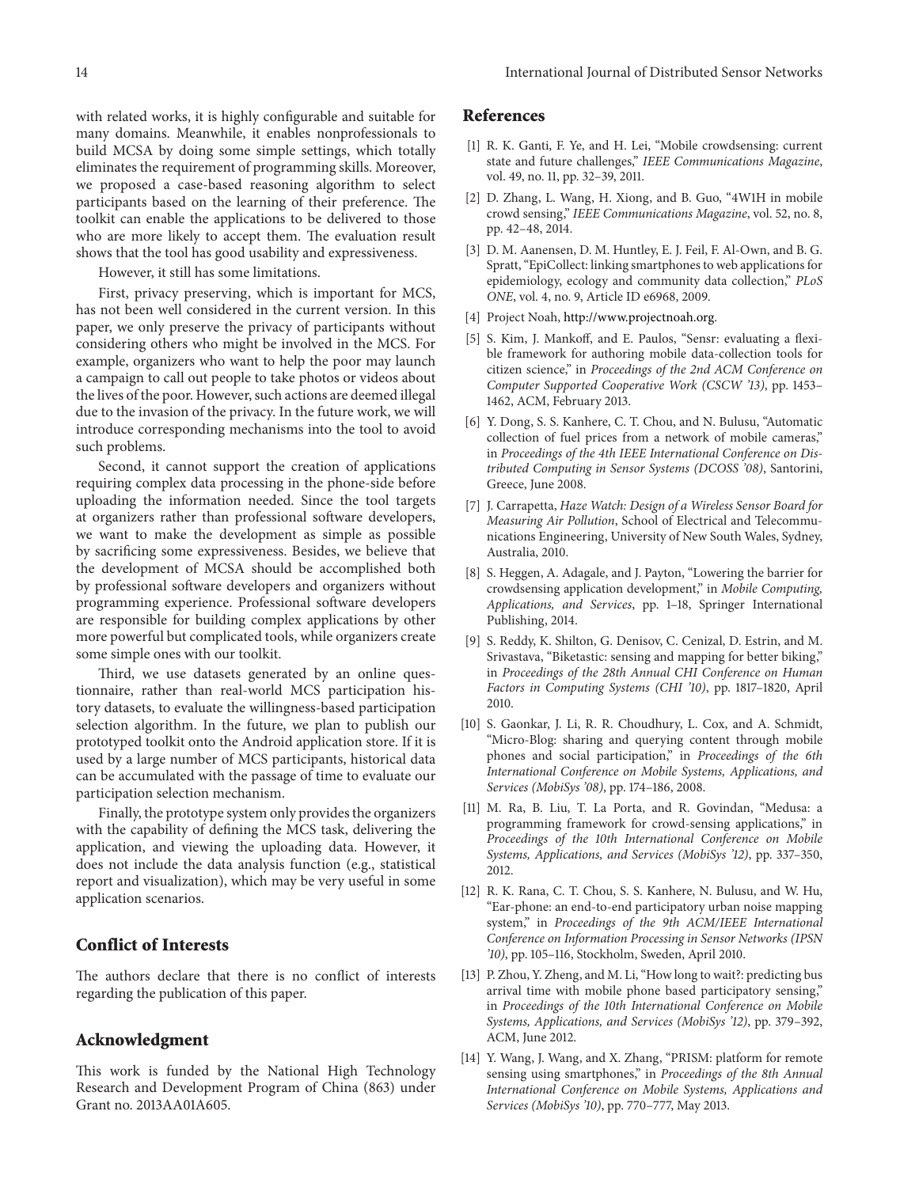with related works, it is highly configurable and suitable for many domains. Meanwhile, it enables nonprofessionals to build MCSA by doing some simple settings, which totally eliminates the requirement of programming skills. Moreover, we proposed a case-based reasoning algorithm to select participants based on the learning of their preference. The toolkit can enable the applications to be delivered to those who are more likely to accept them. The evaluation result shows that the tool has good usability and expressiveness.

However, it still has some limitations.

First, privacy preserving, which is important for MCS, has not been well considered in the current version. In this paper, we only preserve the privacy of participants without considering others who might be involved in the MCS. For example, organizers who want to help the poor may launch a campaign to call out people to take photos or videos about the lives of the poor. However, such actions are deemed illegal due to the invasion of the privacy. In the future work, we will introduce corresponding mechanisms into the tool to avoid such problems.

Second, it cannot support the creation of applications requiring complex data processing in the phone-side before uploading the information needed. Since the tool targets at organizers rather than professional software developers, we want to make the development as simple as possible by sacrificing some expressiveness. Besides, we believe that the development of MCSA should be accomplished both by professional software developers and organizers without programming experience. Professional software developers are responsible for building complex applications by other more powerful but complicated tools, while organizers create some simple ones with our toolkit.

Third, we use datasets generated by an online questionnaire, rather than real-world MCS participation history datasets, to evaluate the willingness-based participation selection algorithm. In the future, we plan to publish our prototyped toolkit onto the Android application store. If it is used by a large number of MCS participants, historical data can be accumulated with the passage of time to evaluate our participation selection mechanism.

Finally, the prototype system only provides the organizers with the capability of defining the MCS task, delivering the application, and viewing the uploading data. However, it does not include the data analysis function (e.g., statistical report and visualization), which may be very useful in some application scenarios.

## Conflict of Interests

The authors declare that there is no conflict of interests regarding the publication of this paper.

## Acknowledgment

This work is funded by the National High Technology Research and Development Program of China (863) under Grant no. 2013AA01A605.

## References

[1] R. K. Ganti, F. Ye, and H. Lei, "Mobile crowdsensing: current state and future challenges," *IEEE Communications Magazine*, vol. 49, no. 11, pp. 32–39, 2011.

[2] D. Zhang, L. Wang, H. Xiong, and B. Guo, "4W1H in mobile crowd sensing," *IEEE Communications Magazine*, vol. 52, no. 8, pp. 42–48, 2014.

[3] D. M. Aanensen, D. M. Huntley, E. J. Feil, F. Al-Own, and B. G. Spratt, "EpiCollect: linking smartphones to web applications for epidemiology, ecology and community data collection," *PLoS ONE*, vol. 4, no. 9, Article ID e6968, 2009.

[4] Project Noah, http://www.projectnoah.org.

[5] S. Kim, J. Mankoff, and E. Paulos, "Sensr: evaluating a flexible framework for authoring mobile data-collection tools for citizen science," in *Proceedings of the 2nd ACM Conference on Computer Supported Cooperative Work (CSCW '13)*, pp. 1453–1462, ACM, February 2013.

[6] Y. Dong, S. S. Kanhere, C. T. Chou, and N. Bulusu, "Automatic collection of fuel prices from a network of mobile cameras," in *Proceedings of the 4th IEEE International Conference on Distributed Computing in Sensor Systems (DCOSS '08)*, Santorini, Greece, June 2008.

[7] J. Carrapetta, *Haze Watch: Design of a Wireless Sensor Board for Measuring Air Pollution*, School of Electrical and Telecommunications Engineering, University of New South Wales, Sydney, Australia, 2010.

[8] S. Heggen, A. Adagale, and J. Payton, "Lowering the barrier for crowdsensing application development," in *Mobile Computing, Applications, and Services*, pp. 1–18, Springer International Publishing, 2014.

[9] S. Reddy, K. Shilton, G. Denisov, C. Cenizal, D. Estrin, and M. Srivastava, "Biketastic: sensing and mapping for better biking," in *Proceedings of the 28th Annual CHI Conference on Human Factors in Computing Systems (CHI '10)*, pp. 1817–1820, April 2010.

[10] S. Gaonkar, J. Li, R. R. Choudhury, L. Cox, and A. Schmidt, "Micro-Blog: sharing and querying content through mobile phones and social participation," in *Proceedings of the 6th International Conference on Mobile Systems, Applications, and Services (MobiSys '08)*, pp. 174–186, 2008.

[11] M. Ra, B. Liu, T. La Porta, and R. Govindan, "Medusa: a programming framework for crowd-sensing applications," in *Proceedings of the 10th International Conference on Mobile Systems, Applications, and Services (MobiSys '12)*, pp. 337–350, 2012.

[12] R. K. Rana, C. T. Chou, S. S. Kanhere, N. Bulusu, and W. Hu, "Ear-phone: an end-to-end participatory urban noise mapping system," in *Proceedings of the 9th ACM/IEEE International Conference on Information Processing in Sensor Networks (IPSN '10)*, pp. 105–116, Stockholm, Sweden, April 2010.

[13] P. Zhou, Y. Zheng, and M. Li, "How long to wait?: predicting bus arrival time with mobile phone based participatory sensing," in *Proceedings of the 10th International Conference on Mobile Systems, Applications, and Services (MobiSys '12)*, pp. 379–392, ACM, June 2012.

[14] Y. Wang, J. Wang, and X. Zhang, "PRISM: platform for remote sensing using smartphones," in *Proceedings of the 8th Annual International Conference on Mobile Systems, Applications and Services (MobiSys '10)*, pp. 770–777, May 2013.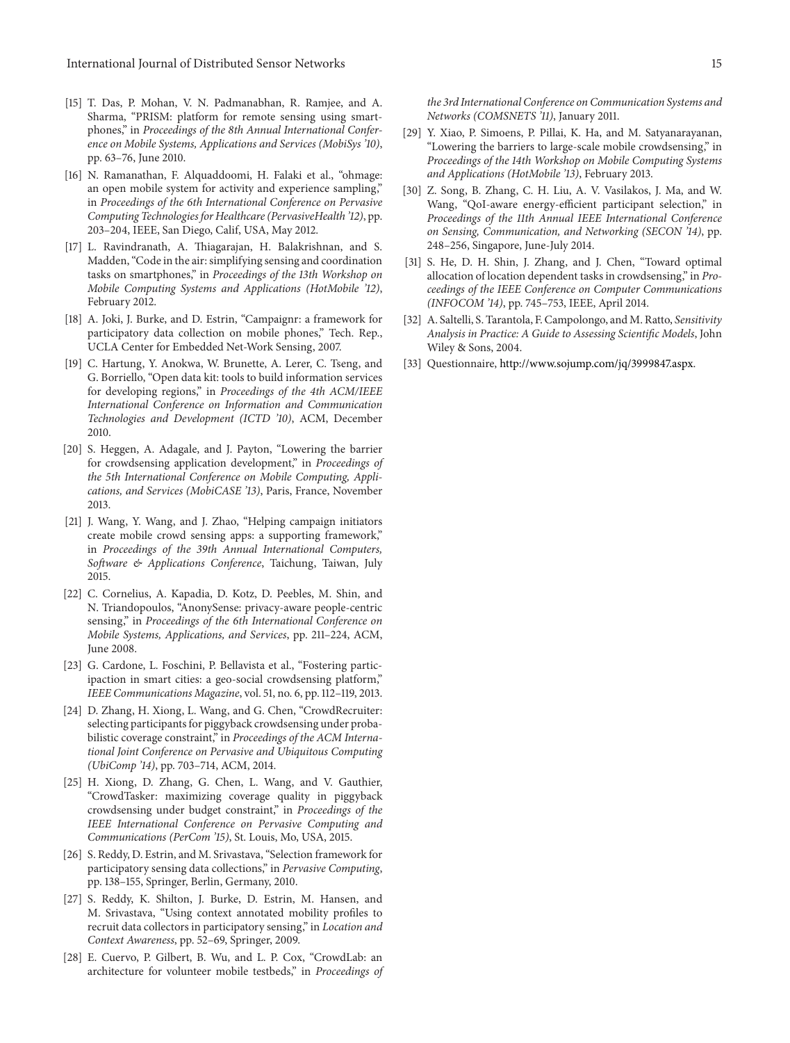[15] T. Das, P. Mohan, V. N. Padmanabhan, R. Ramjee, and A. Sharma, "PRISM: platform for remote sensing using smartphones," in *Proceedings of the 8th Annual International Conference on Mobile Systems, Applications and Services (MobiSys '10)*, pp. 63–76, June 2010.

[16] N. Ramanathan, F. Alquaddoomi, H. Falaki et al., "ohmage: an open mobile system for activity and experience sampling," in *Proceedings of the 6th International Conference on Pervasive Computing Technologies for Healthcare (PervasiveHealth '12)*, pp. 203–204, IEEE, San Diego, Calif, USA, May 2012.

[17] L. Ravindranath, A. Thiagarajan, H. Balakrishnan, and S. Madden, "Code in the air: simplifying sensing and coordination tasks on smartphones," in *Proceedings of the 13th Workshop on Mobile Computing Systems and Applications (HotMobile '12)*, February 2012.

[18] A. Joki, J. Burke, and D. Estrin, "Campaignr: a framework for participatory data collection on mobile phones," Tech. Rep., UCLA Center for Embedded Net-Work Sensing, 2007.

[19] C. Hartung, Y. Anokwa, W. Brunette, A. Lerer, C. Tseng, and G. Borriello, "Open data kit: tools to build information services for developing regions," in *Proceedings of the 4th ACM/IEEE International Conference on Information and Communication Technologies and Development (ICTD '10)*, ACM, December 2010.

[20] S. Heggen, A. Adagale, and J. Payton, "Lowering the barrier for crowdsensing application development," in *Proceedings of the 5th International Conference on Mobile Computing, Applications, and Services (MobiCASE '13)*, Paris, France, November 2013.

[21] J. Wang, Y. Wang, and J. Zhao, "Helping campaign initiators create mobile crowd sensing apps: a supporting framework," in *Proceedings of the 39th Annual International Computers, Software & Applications Conference*, Taichung, Taiwan, July 2015.

[22] C. Cornelius, A. Kapadia, D. Kotz, D. Peebles, M. Shin, and N. Triandopoulos, "AnonySense: privacy-aware people-centric sensing," in *Proceedings of the 6th International Conference on Mobile Systems, Applications, and Services*, pp. 211–224, ACM, June 2008.

[23] G. Cardone, L. Foschini, P. Bellavista et al., "Fostering participaction in smart cities: a geo-social crowdsensing platform," *IEEE Communications Magazine*, vol. 51, no. 6, pp. 112–119, 2013.

[24] D. Zhang, H. Xiong, L. Wang, and G. Chen, "CrowdRecruiter: selecting participants for piggyback crowdsensing under probabilistic coverage constraint," in *Proceedings of the ACM International Joint Conference on Pervasive and Ubiquitous Computing (UbiComp '14)*, pp. 703–714, ACM, 2014.

[25] H. Xiong, D. Zhang, G. Chen, L. Wang, and V. Gauthier, "CrowdTasker: maximizing coverage quality in piggyback crowdsensing under budget constraint," in *Proceedings of the IEEE International Conference on Pervasive Computing and Communications (PerCom '15)*, St. Louis, Mo, USA, 2015.

[26] S. Reddy, D. Estrin, and M. Srivastava, "Selection framework for participatory sensing data collections," in *Pervasive Computing*, pp. 138–155, Springer, Berlin, Germany, 2010.

[27] S. Reddy, K. Shilton, J. Burke, D. Estrin, M. Hansen, and M. Srivastava, "Using context annotated mobility profiles to recruit data collectors in participatory sensing," in *Location and Context Awareness*, pp. 52–69, Springer, 2009.

[28] E. Cuervo, P. Gilbert, B. Wu, and L. P. Cox, "CrowdLab: an architecture for volunteer mobile testbeds," in *Proceedings of the 3rd International Conference on Communication Systems and Networks (COMSNETS '11)*, January 2011.

[29] Y. Xiao, P. Simoens, P. Pillai, K. Ha, and M. Satyanarayanan, "Lowering the barriers to large-scale mobile crowdsensing," in *Proceedings of the 14th Workshop on Mobile Computing Systems and Applications (HotMobile '13)*, February 2013.

[30] Z. Song, B. Zhang, C. H. Liu, A. V. Vasilakos, J. Ma, and W. Wang, "QoI-aware energy-efficient participant selection," in *Proceedings of the 11th Annual IEEE International Conference on Sensing, Communication, and Networking (SECON '14)*, pp. 248–256, Singapore, June-July 2014.

[31] S. He, D. H. Shin, J. Zhang, and J. Chen, "Toward optimal allocation of location dependent tasks in crowdsensing," in *Proceedings of the IEEE Conference on Computer Communications (INFOCOM '14)*, pp. 745–753, IEEE, April 2014.

[32] A. Saltelli, S. Tarantola, F. Campolongo, and M. Ratto, *Sensitivity Analysis in Practice: A Guide to Assessing Scientific Models*, John Wiley & Sons, 2004.

[33] Questionnaire, http://www.sojump.com/jq/3999847.aspx.